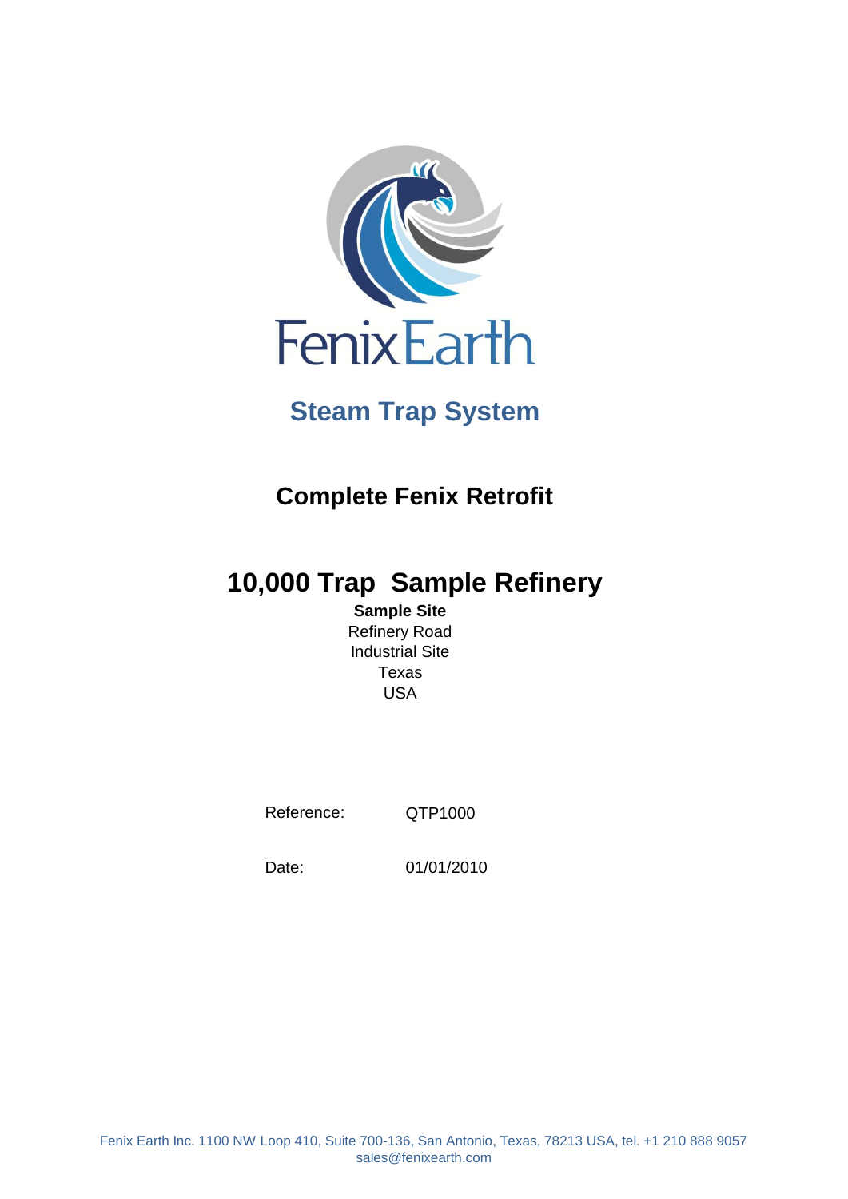FenixEarth

# Steam Trap System

## Complete Fenix Retrofit

## 10,000 Trap Sample Refinery

**Sample Site**
Refinery Road
Industrial Site
Texas
USA

Reference: QTP1000

Date: 01/01/2010

Fenix Earth Inc. 1100 NW Loop 410, Suite 700-136, San Antonio, Texas, 78213 USA, tel. +1 210 888 9057
sales@fenixearth.com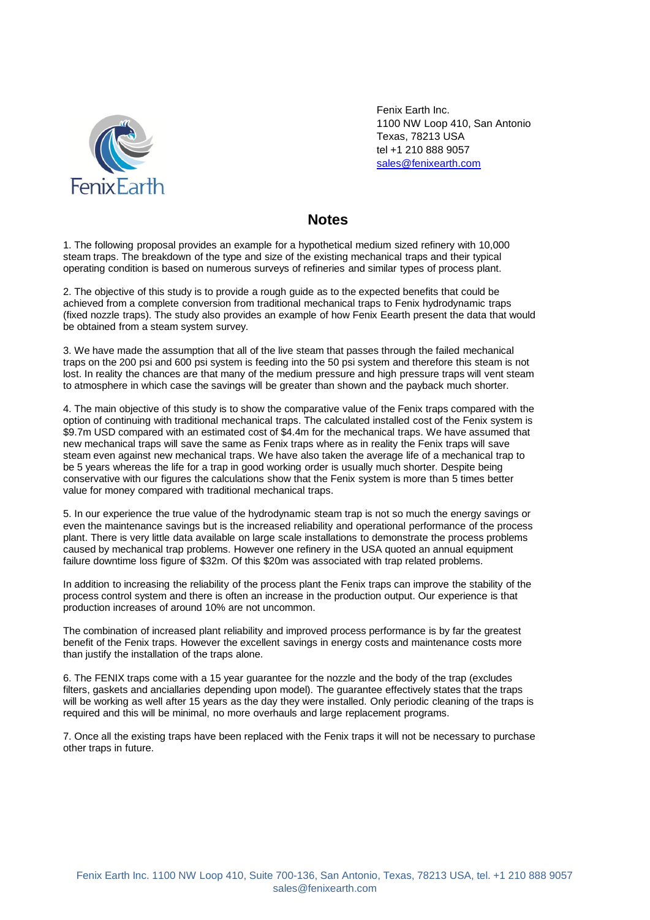Fenix Earth Inc.
1100 NW Loop 410, San Antonio
Texas, 78213 USA
tel +1 210 888 9057
sales@fenixearth.com

## Notes

1. The following proposal provides an example for a hypothetical medium sized refinery with 10,000 steam traps. The breakdown of the type and size of the existing mechanical traps and their typical operating condition is based on numerous surveys of refineries and similar types of process plant.

2. The objective of this study is to provide a rough guide as to the expected benefits that could be achieved from a complete conversion from traditional mechanical traps to Fenix hydrodynamic traps (fixed nozzle traps). The study also provides an example of how Fenix Eearth present the data that would be obtained from a steam system survey.

3. We have made the assumption that all of the live steam that passes through the failed mechanical traps on the 200 psi and 600 psi system is feeding into the 50 psi system and therefore this steam is not lost. In reality the chances are that many of the medium pressure and high pressure traps will vent steam to atmosphere in which case the savings will be greater than shown and the payback much shorter.

4. The main objective of this study is to show the comparative value of the Fenix traps compared with the option of continuing with traditional mechanical traps. The calculated installed cost of the Fenix system is $9.7m USD compared with an estimated cost of $4.4m for the mechanical traps. We have assumed that new mechanical traps will save the same as Fenix traps where as in reality the Fenix traps will save steam even against new mechanical traps. We have also taken the average life of a mechanical trap to be 5 years whereas the life for a trap in good working order is usually much shorter. Despite being conservative with our figures the calculations show that the Fenix system is more than 5 times better value for money compared with traditional mechanical traps.

5. In our experience the true value of the hydrodynamic steam trap is not so much the energy savings or even the maintenance savings but is the increased reliability and operational performance of the process plant. There is very little data available on large scale installations to demonstrate the process problems caused by mechanical trap problems. However one refinery in the USA quoted an annual equipment failure downtime loss figure of $32m. Of this $20m was associated with trap related problems.

In addition to increasing the reliability of the process plant the Fenix traps can improve the stability of the process control system and there is often an increase in the production output. Our experience is that production increases of around 10% are not uncommon.

The combination of increased plant reliability and improved process performance is by far the greatest benefit of the Fenix traps. However the excellent savings in energy costs and maintenance costs more than justify the installation of the traps alone.

6. The FENIX traps come with a 15 year guarantee for the nozzle and the body of the trap (excludes filters, gaskets and ancialliaries depending upon model). The guarantee effectively states that the traps will be working as well after 15 years as the day they were installed. Only periodic cleaning of the traps is required and this will be minimal, no more overhauls and large replacement programs.

7. Once all the existing traps have been replaced with the Fenix traps it will not be necessary to purchase other traps in future.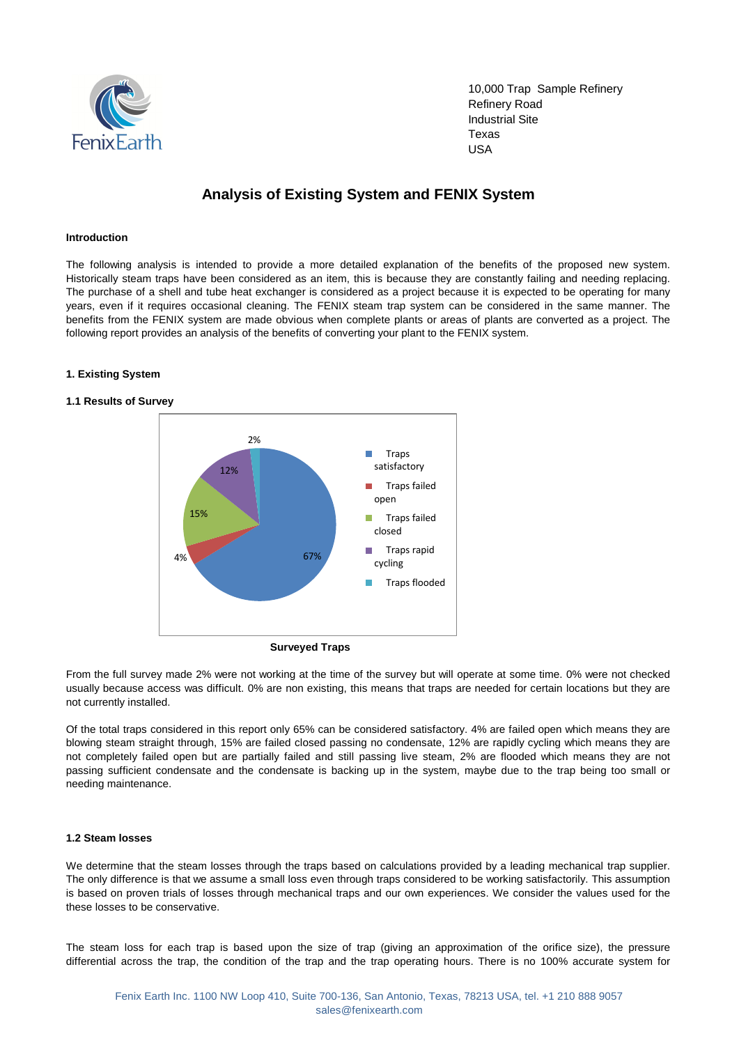10,000 Trap Sample Refinery
Refinery Road
Industrial Site
Texas
USA

# Analysis of Existing System and FENIX System

**Introduction**

The following analysis is intended to provide a more detailed explanation of the benefits of the proposed new system. Historically steam traps have been considered as an item, this is because they are constantly failing and needing replacing. The purchase of a shell and tube heat exchanger is considered as a project because it is expected to be operating for many years, even if it requires occasional cleaning. The FENIX steam trap system can be considered in the same manner. The benefits from the FENIX system are made obvious when complete plants or areas of plants are converted as a project. The following report provides an analysis of the benefits of converting your plant to the FENIX system.

**1. Existing System**

**1.1 Results of Survey**

| Category | Percentage |
|---|---|
| Traps satisfactory | 67% |
| Traps failed open | 4% |
| Traps failed closed | 15% |
| Traps rapid cycling | 12% |
| Traps flooded | 2% |

**Surveyed Traps**

From the full survey made 2% were not working at the time of the survey but will operate at some time. 0% were not checked usually because access was difficult. 0% are non existing, this means that traps are needed for certain locations but they are not currently installed.

Of the total traps considered in this report only 65% can be considered satisfactory. 4% are failed open which means they are blowing steam straight through, 15% are failed closed passing no condensate, 12% are rapidly cycling which means they are not completely failed open but are partially failed and still passing live steam, 2% are flooded which means they are not passing sufficient condensate and the condensate is backing up in the system, maybe due to the trap being too small or needing maintenance.

**1.2 Steam losses**

We determine that the steam losses through the traps based on calculations provided by a leading mechanical trap supplier. The only difference is that we assume a small loss even through traps considered to be working satisfactorily. This assumption is based on proven trials of losses through mechanical traps and our own experiences. We consider the values used for the these losses to be conservative.

The steam loss for each trap is based upon the size of trap (giving an approximation of the orifice size), the pressure differential across the trap, the condition of the trap and the trap operating hours. There is no 100% accurate system for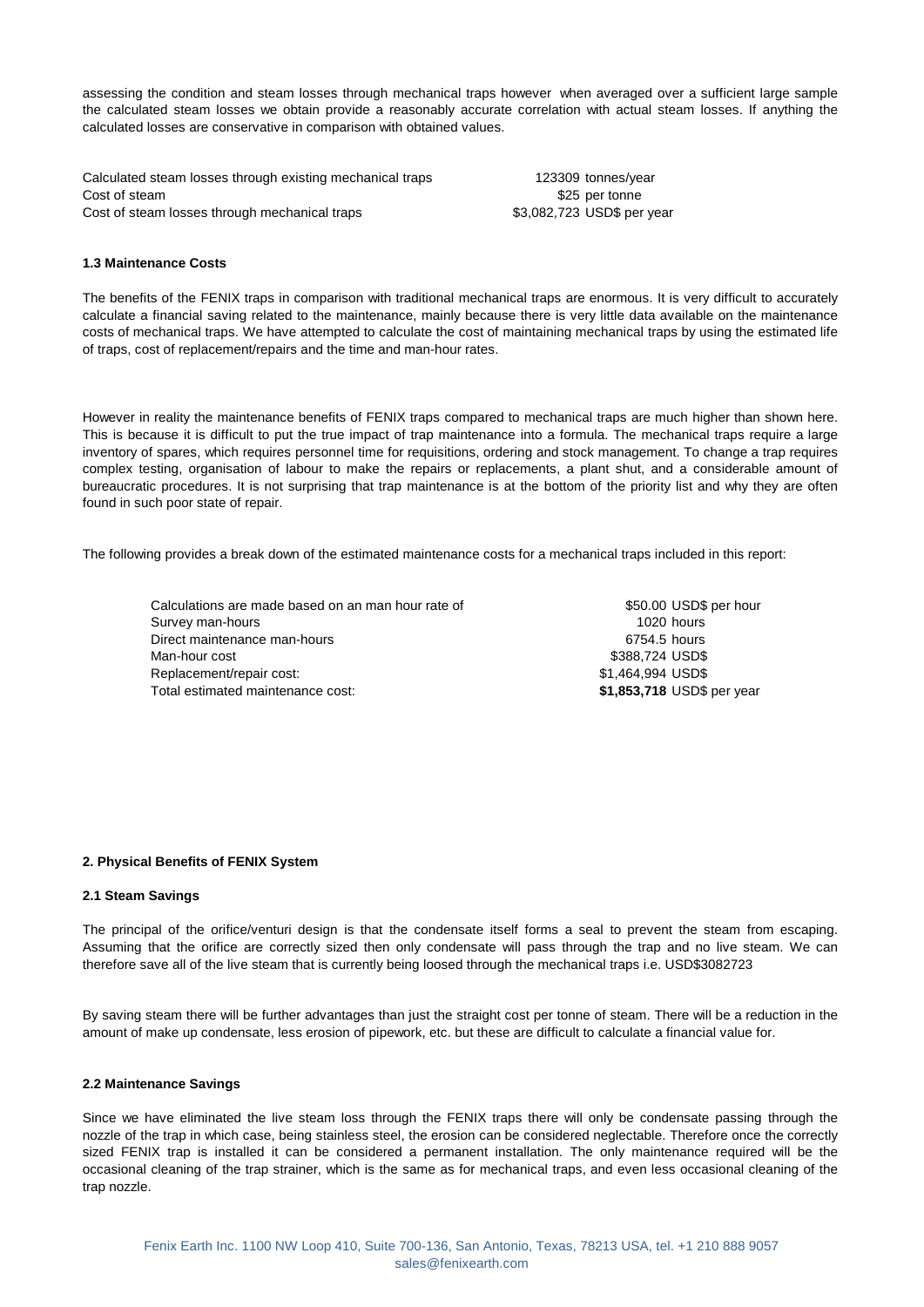assessing the condition and steam losses through mechanical traps however when averaged over a sufficient large sample the calculated steam losses we obtain provide a reasonably accurate correlation with actual steam losses. If anything the calculated losses are conservative in comparison with obtained values.

| | |
|---|---|
| Calculated steam losses through existing mechanical traps | 123309 tonnes/year |
| Cost of steam | $25 per tonne |
| Cost of steam losses through mechanical traps | $3,082,723 USD$ per year |

**1.3 Maintenance Costs**

The benefits of the FENIX traps in comparison with traditional mechanical traps are enormous. It is very difficult to accurately calculate a financial saving related to the maintenance, mainly because there is very little data available on the maintenance costs of mechanical traps. We have attempted to calculate the cost of maintaining mechanical traps by using the estimated life of traps, cost of replacement/repairs and the time and man-hour rates.

However in reality the maintenance benefits of FENIX traps compared to mechanical traps are much higher than shown here. This is because it is difficult to put the true impact of trap maintenance into a formula. The mechanical traps require a large inventory of spares, which requires personnel time for requisitions, ordering and stock management. To change a trap requires complex testing, organisation of labour to make the repairs or replacements, a plant shut, and a considerable amount of bureaucratic procedures. It is not surprising that trap maintenance is at the bottom of the priority list and why they are often found in such poor state of repair.

The following provides a break down of the estimated maintenance costs for a mechanical traps included in this report:

| | |
|---|---|
| Calculations are made based on an man hour rate of | $50.00 USD$ per hour |
| Survey man-hours | 1020 hours |
| Direct maintenance man-hours | 6754.5 hours |
| Man-hour cost | $388,724 USD$ |
| Replacement/repair cost: | $1,464,994 USD$ |
| Total estimated maintenance cost: | **$1,853,718** USD$ per year |

**2. Physical Benefits of FENIX System**

**2.1 Steam Savings**

The principal of the orifice/venturi design is that the condensate itself forms a seal to prevent the steam from escaping. Assuming that the orifice are correctly sized then only condensate will pass through the trap and no live steam. We can therefore save all of the live steam that is currently being loosed through the mechanical traps i.e. USD$3082723

By saving steam there will be further advantages than just the straight cost per tonne of steam. There will be a reduction in the amount of make up condensate, less erosion of pipework, etc. but these are difficult to calculate a financial value for.

**2.2 Maintenance Savings**

Since we have eliminated the live steam loss through the FENIX traps there will only be condensate passing through the nozzle of the trap in which case, being stainless steel, the erosion can be considered neglectable. Therefore once the correctly sized FENIX trap is installed it can be considered a permanent installation. The only maintenance required will be the occasional cleaning of the trap strainer, which is the same as for mechanical traps, and even less occasional cleaning of the trap nozzle.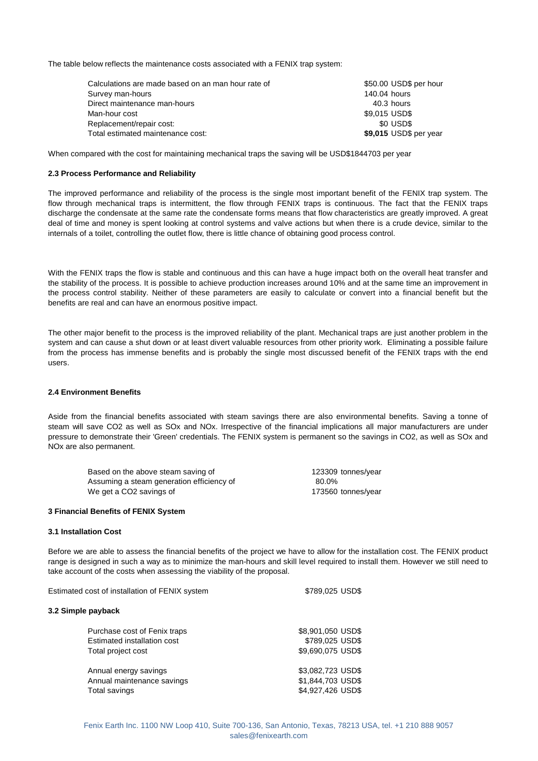The table below reflects the maintenance costs associated with a FENIX trap system:

| | |
|---|---|
| Calculations are made based on an man hour rate of | \$50.00 USD\$ per hour |
| Survey man-hours | 140.04 hours |
| Direct maintenance man-hours | 40.3 hours |
| Man-hour cost | \$9,015 USD\$ |
| Replacement/repair cost: | \$0 USD\$ |
| Total estimated maintenance cost: | **\$9,015** USD\$ per year |

When compared with the cost for maintaining mechanical traps the saving will be USD\$1844703 per year

#### 2.3 Process Performance and Reliability

The improved performance and reliability of the process is the single most important benefit of the FENIX trap system. The flow through mechanical traps is intermittent, the flow through FENIX traps is continuous. The fact that the FENIX traps discharge the condensate at the same rate the condensate forms means that flow characteristics are greatly improved. A great deal of time and money is spent looking at control systems and valve actions but when there is a crude device, similar to the internals of a toilet, controlling the outlet flow, there is little chance of obtaining good process control.

With the FENIX traps the flow is stable and continuous and this can have a huge impact both on the overall heat transfer and the stability of the process. It is possible to achieve production increases around 10% and at the same time an improvement in the process control stability. Neither of these parameters are easily to calculate or convert into a financial benefit but the benefits are real and can have an enormous positive impact.

The other major benefit to the process is the improved reliability of the plant. Mechanical traps are just another problem in the system and can cause a shut down or at least divert valuable resources from other priority work. Eliminating a possible failure from the process has immense benefits and is probably the single most discussed benefit of the FENIX traps with the end users.

#### 2.4 Environment Benefits

Aside from the financial benefits associated with steam savings there are also environmental benefits. Saving a tonne of steam will save $CO_2$ as well as $SO_x$ and $NO_x$. Irrespective of the financial implications all major manufacturers are under pressure to demonstrate their 'Green' credentials. The FENIX system is permanent so the savings in $CO_2$, as well as $SO_x$ and $NO_x$ are also permanent.

| | |
|---|---|
| Based on the above steam saving of | 123309 tonnes/year |
| Assuming a steam generation efficiency of | 80.0% |
| We get a $CO_2$ savings of | 173560 tonnes/year |

### 3 Financial Benefits of FENIX System

#### 3.1 Installation Cost

Before we are able to assess the financial benefits of the project we have to allow for the installation cost. The FENIX product range is designed in such a way as to minimize the man-hours and skill level required to install them. However we still need to take account of the costs when assessing the viability of the proposal.

| | |
|---|---|
| Estimated cost of installation of FENIX system | \$789,025 USD\$ |

#### 3.2 Simple payback

| | |
|---|---|
| Purchase cost of Fenix traps | \$8,901,050 USD\$ |
| Estimated installation cost | \$789,025 USD\$ |
| Total project cost | \$9,690,075 USD\$ |
| | |
| Annual energy savings | \$3,082,723 USD\$ |
| Annual maintenance savings | \$1,844,703 USD\$ |
| Total savings | \$4,927,426 USD\$ |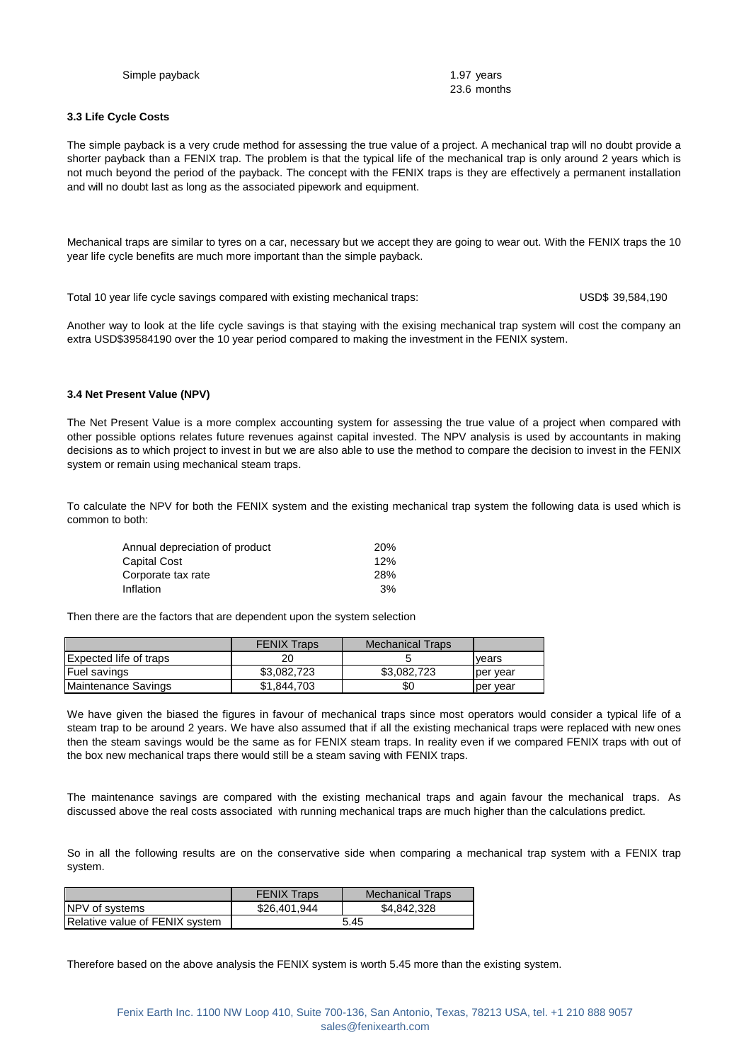Simple payback 1.97 years
23.6 months

### 3.3 Life Cycle Costs

The simple payback is a very crude method for assessing the true value of a project. A mechanical trap will no doubt provide a shorter payback than a FENIX trap. The problem is that the typical life of the mechanical trap is only around 2 years which is not much beyond the period of the payback. The concept with the FENIX traps is they are effectively a permanent installation and will no doubt last as long as the associated pipework and equipment.

Mechanical traps are similar to tyres on a car, necessary but we accept they are going to wear out. With the FENIX traps the 10 year life cycle benefits are much more important than the simple payback.

Total 10 year life cycle savings compared with existing mechanical traps: USD$ 39,584,190

Another way to look at the life cycle savings is that staying with the exising mechanical trap system will cost the company an extra USD$39584190 over the 10 year period compared to making the investment in the FENIX system.

### 3.4 Net Present Value (NPV)

The Net Present Value is a more complex accounting system for assessing the true value of a project when compared with other possible options relates future revenues against capital invested. The NPV analysis is used by accountants in making decisions as to which project to invest in but we are also able to use the method to compare the decision to invest in the FENIX system or remain using mechanical steam traps.

To calculate the NPV for both the FENIX system and the existing mechanical trap system the following data is used which is common to both:

| | |
|---|---|
| Annual depreciation of product | 20% |
| Capital Cost | 12% |
| Corporate tax rate | 28% |
| Inflation | 3% |

Then there are the factors that are dependent upon the system selection

| | FENIX Traps | Mechanical Traps | |
|---|---|---|---|
| Expected life of traps | 20 | 5 | years |
| Fuel savings | $3,082,723 | $3,082,723 | per year |
| Maintenance Savings | $1,844,703 | $0 | per year |

We have given the biased the figures in favour of mechanical traps since most operators would consider a typical life of a steam trap to be around 2 years. We have also assumed that if all the existing mechanical traps were replaced with new ones then the steam savings would be the same as for FENIX steam traps. In reality even if we compared FENIX traps with out of the box new mechanical traps there would still be a steam saving with FENIX traps.

The maintenance savings are compared with the existing mechanical traps and again favour the mechanical traps. As discussed above the real costs associated with running mechanical traps are much higher than the calculations predict.

So in all the following results are on the conservative side when comparing a mechanical trap system with a FENIX trap system.

| | FENIX Traps | Mechanical Traps |
|---|---|---|
| NPV of systems | $26,401,944 | $4,842,328 |
| Relative value of FENIX system | 5.45 | |

Therefore based on the above analysis the FENIX system is worth 5.45 more than the existing system.

Fenix Earth Inc. 1100 NW Loop 410, Suite 700-136, San Antonio, Texas, 78213 USA, tel. +1 210 888 9057
sales@fenixearth.com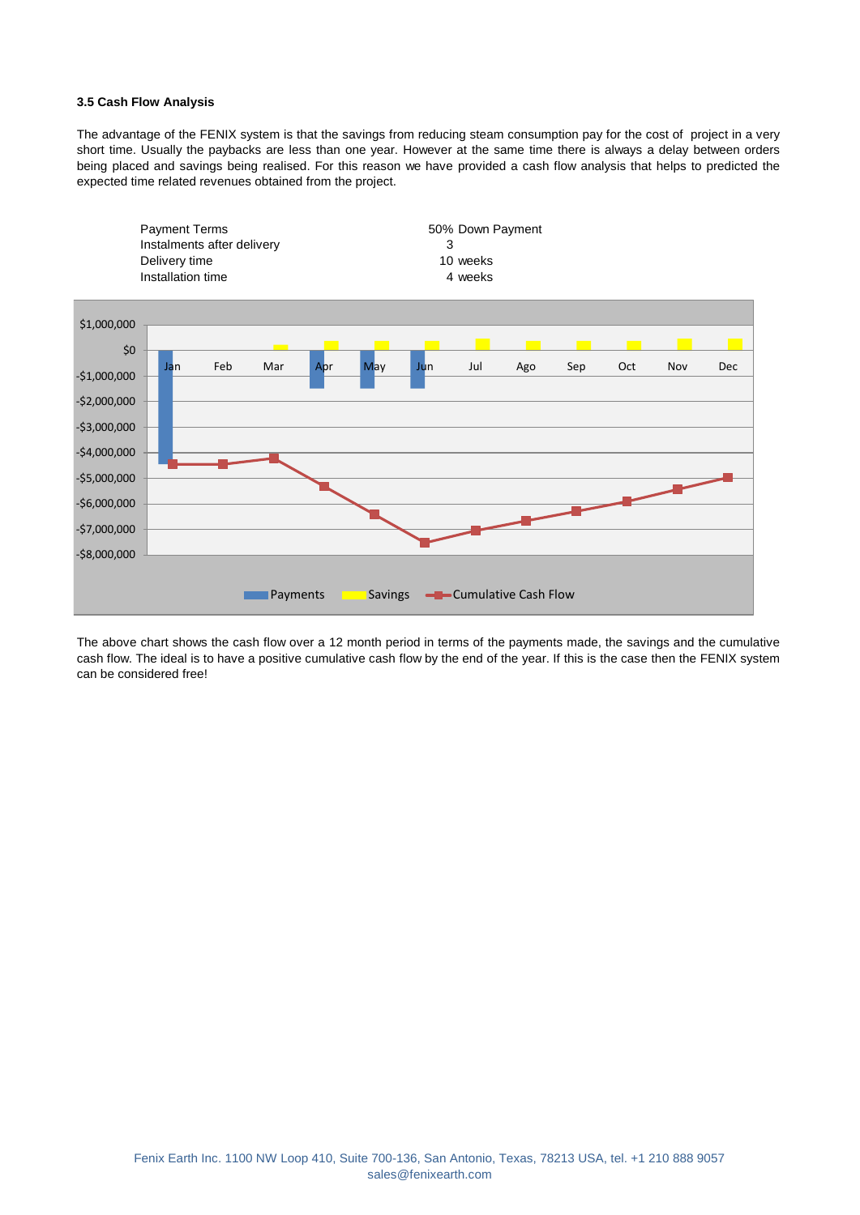### 3.5 Cash Flow Analysis

The advantage of the FENIX system is that the savings from reducing steam consumption pay for the cost of project in a very short time. Usually the paybacks are less than one year. However at the same time there is always a delay between orders being placed and savings being realised. For this reason we have provided a cash flow analysis that helps to predicted the expected time related revenues obtained from the project.

| | |
|---|---|
| Payment Terms | 50% Down Payment |
| Instalments after delivery | 3 |
| Delivery time | 10 weeks |
| Installation time | 4 weeks |

The above chart shows the cash flow over a 12 month period in terms of the payments made, the savings and the cumulative cash flow. The ideal is to have a positive cumulative cash flow by the end of the year. If this is the case then the FENIX system can be considered free!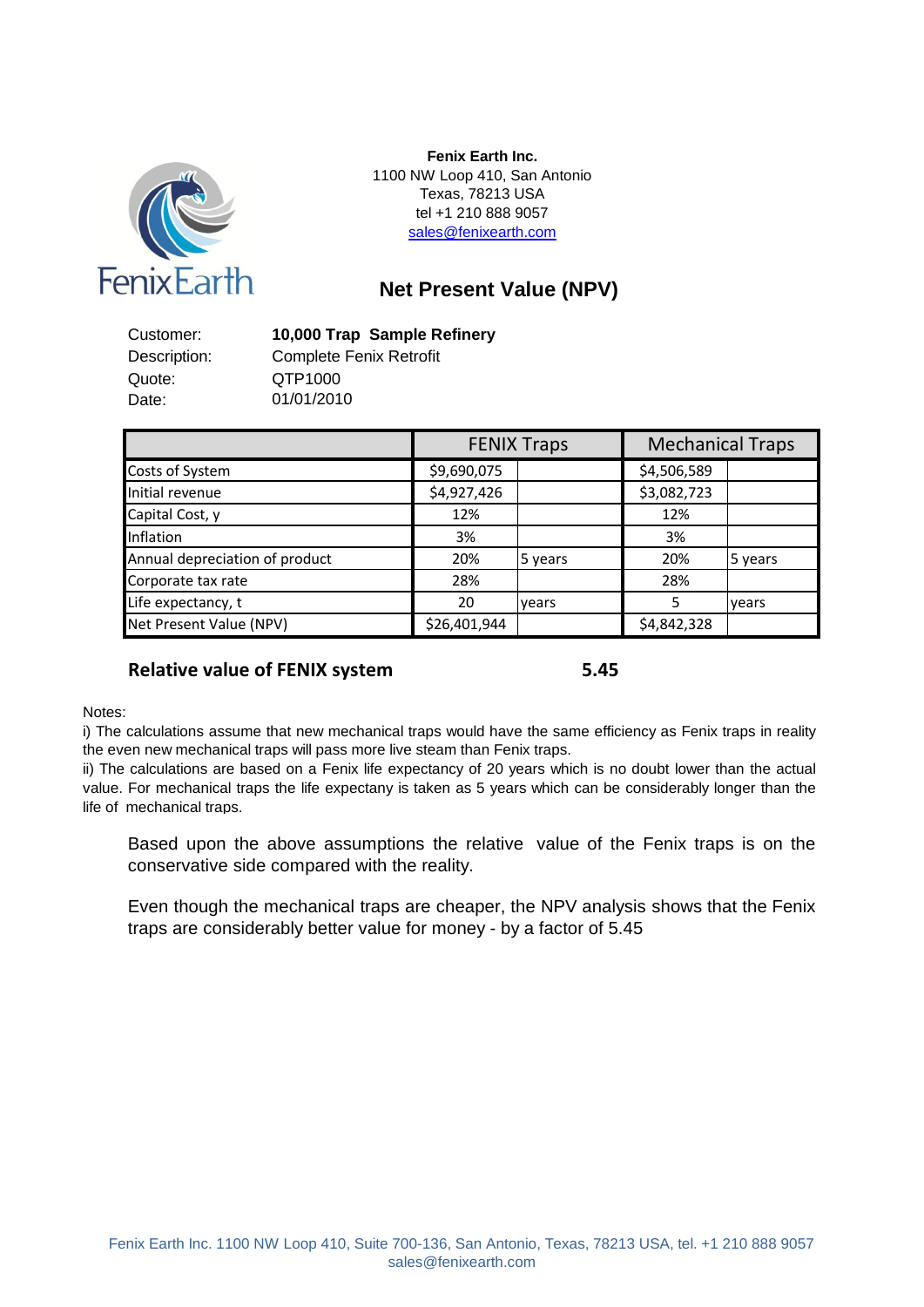**Fenix Earth Inc.**
1100 NW Loop 410, San Antonio
Texas, 78213 USA
tel +1 210 888 9057
sales@fenixearth.com

FenixEarth

## Net Present Value (NPV)

| | |
|---|---|
| Customer: | **10,000 Trap Sample Refinery** |
| Description: | Complete Fenix Retrofit |
| Quote: | QTP1000 |
| Date: | 01/01/2010 |

| | FENIX Traps | | Mechanical Traps | |
|---|---|---|---|---|
| Costs of System | $9,690,075 | | $4,506,589 | |
| Initial revenue | $4,927,426 | | $3,082,723 | |
| Capital Cost, y | 12% | | 12% | |
| Inflation | 3% | | 3% | |
| Annual depreciation of product | 20% | 5 years | 20% | 5 years |
| Corporate tax rate | 28% | | 28% | |
| Life expectancy, t | 20 | years | 5 | years |
| Net Present Value (NPV) | $26,401,944 | | $4,842,328 | |

**Relative value of FENIX system** **5.45**

Notes:

i) The calculations assume that new mechanical traps would have the same efficiency as Fenix traps in reality the even new mechanical traps will pass more live steam than Fenix traps.

ii) The calculations are based on a Fenix life expectancy of 20 years which is no doubt lower than the actual value. For mechanical traps the life expectany is taken as 5 years which can be considerably longer than the life of mechanical traps.

Based upon the above assumptions the relative value of the Fenix traps is on the conservative side compared with the reality.

Even though the mechanical traps are cheaper, the NPV analysis shows that the Fenix traps are considerably better value for money - by a factor of 5.45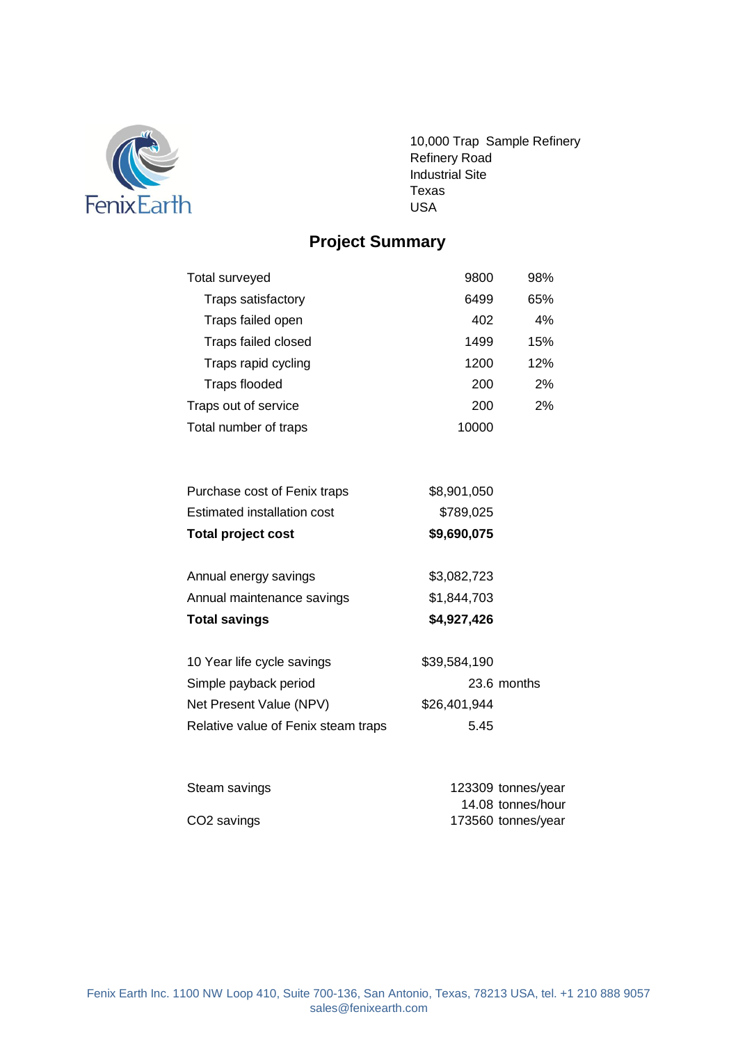FenixEarth

10,000 Trap Sample Refinery
Refinery Road
Industrial Site
Texas
USA

## Project Summary

| | | |
|---|---|---|
| Total surveyed | 9800 | 98% |
| Traps satisfactory | 6499 | 65% |
| Traps failed open | 402 | 4% |
| Traps failed closed | 1499 | 15% |
| Traps rapid cycling | 1200 | 12% |
| Traps flooded | 200 | 2% |
| Traps out of service | 200 | 2% |
| Total number of traps | 10000 | |

| | |
|---|---|
| Purchase cost of Fenix traps | $8,901,050 |
| Estimated installation cost | $789,025 |
| **Total project cost** | **$9,690,075** |
| | |
| Annual energy savings | $3,082,723 |
| Annual maintenance savings | $1,844,703 |
| **Total savings** | **$4,927,426** |
| | |
| 10 Year life cycle savings | $39,584,190 |
| Simple payback period | 23.6 months |
| Net Present Value (NPV) | $26,401,944 |
| Relative value of Fenix steam traps | 5.45 |

| | |
|---|---|
| Steam savings | 123309 tonnes/year |
| | 14.08 tonnes/hour |
| $CO_2$ savings | 173560 tonnes/year |

Fenix Earth Inc. 1100 NW Loop 410, Suite 700-136, San Antonio, Texas, 78213 USA, tel. +1 210 888 9057
sales@fenixearth.com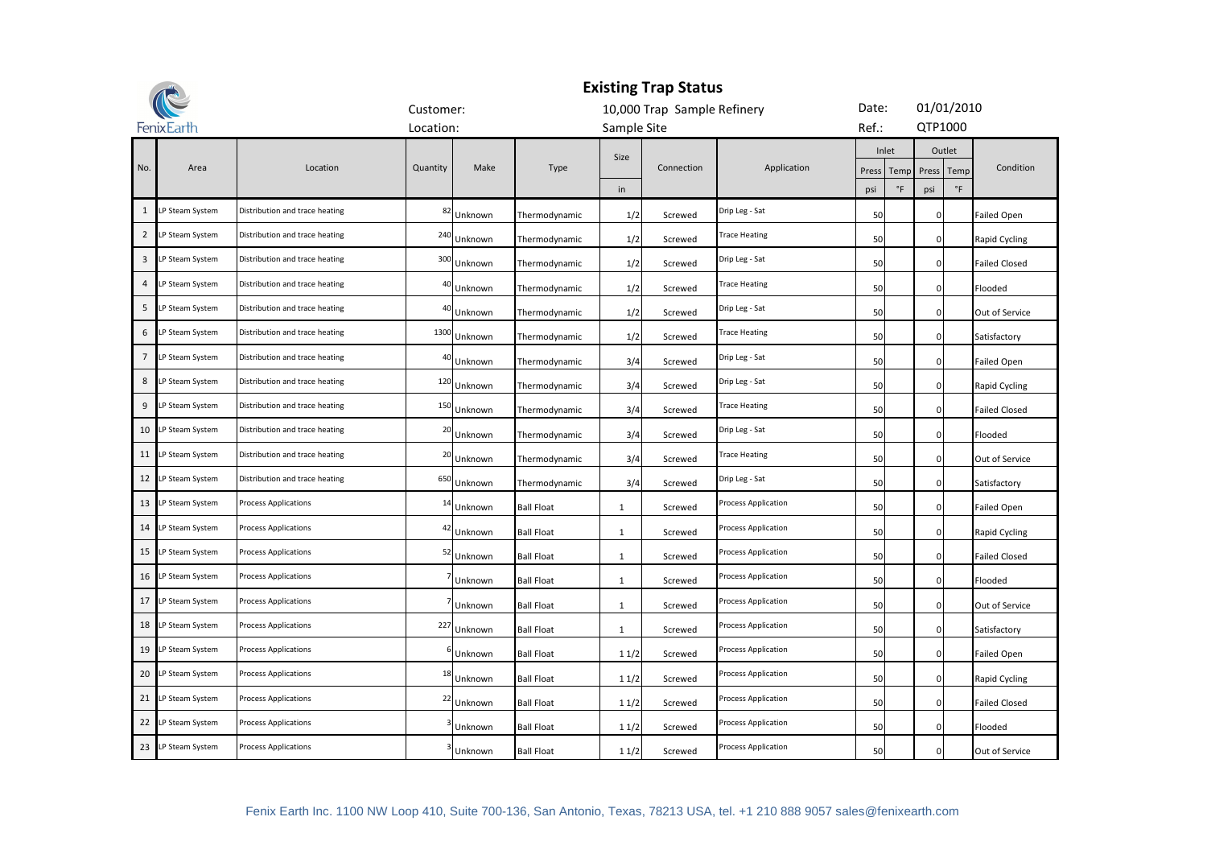## Existing Trap Status

FenixEarth

Customer: 10,000 Trap Sample Refinery

Location: Sample Site

Date: 01/01/2010

Ref.: QTP1000

| No. | Area | Location | Quantity | Make | Type | Size | Connection | Application | Inlet | | Outlet | | Condition |
|---|---|---|---|---|---|---|---|---|---|---|---|---|---|
| | | | | | | | | | Press | Temp | Press | Temp | |
| | | | | | | in | | | psi | °F | psi | °F | |
| 1 | LP Steam System | Distribution and trace heating | 82 | Unknown | Thermodynamic | 1/2 | Screwed | Drip Leg - Sat | 50 | | 0 | | Failed Open |
| 2 | LP Steam System | Distribution and trace heating | 240 | Unknown | Thermodynamic | 1/2 | Screwed | Trace Heating | 50 | | 0 | | Rapid Cycling |
| 3 | LP Steam System | Distribution and trace heating | 300 | Unknown | Thermodynamic | 1/2 | Screwed | Drip Leg - Sat | 50 | | 0 | | Failed Closed |
| 4 | LP Steam System | Distribution and trace heating | 40 | Unknown | Thermodynamic | 1/2 | Screwed | Trace Heating | 50 | | 0 | | Flooded |
| 5 | LP Steam System | Distribution and trace heating | 40 | Unknown | Thermodynamic | 1/2 | Screwed | Drip Leg - Sat | 50 | | 0 | | Out of Service |
| 6 | LP Steam System | Distribution and trace heating | 1300 | Unknown | Thermodynamic | 1/2 | Screwed | Trace Heating | 50 | | 0 | | Satisfactory |
| 7 | LP Steam System | Distribution and trace heating | 40 | Unknown | Thermodynamic | 3/4 | Screwed | Drip Leg - Sat | 50 | | 0 | | Failed Open |
| 8 | LP Steam System | Distribution and trace heating | 120 | Unknown | Thermodynamic | 3/4 | Screwed | Drip Leg - Sat | 50 | | 0 | | Rapid Cycling |
| 9 | LP Steam System | Distribution and trace heating | 150 | Unknown | Thermodynamic | 3/4 | Screwed | Trace Heating | 50 | | 0 | | Failed Closed |
| 10 | LP Steam System | Distribution and trace heating | 20 | Unknown | Thermodynamic | 3/4 | Screwed | Drip Leg - Sat | 50 | | 0 | | Flooded |
| 11 | LP Steam System | Distribution and trace heating | 20 | Unknown | Thermodynamic | 3/4 | Screwed | Trace Heating | 50 | | 0 | | Out of Service |
| 12 | LP Steam System | Distribution and trace heating | 650 | Unknown | Thermodynamic | 3/4 | Screwed | Drip Leg - Sat | 50 | | 0 | | Satisfactory |
| 13 | LP Steam System | Process Applications | 14 | Unknown | Ball Float | 1 | Screwed | Process Application | 50 | | 0 | | Failed Open |
| 14 | LP Steam System | Process Applications | 42 | Unknown | Ball Float | 1 | Screwed | Process Application | 50 | | 0 | | Rapid Cycling |
| 15 | LP Steam System | Process Applications | 52 | Unknown | Ball Float | 1 | Screwed | Process Application | 50 | | 0 | | Failed Closed |
| 16 | LP Steam System | Process Applications | 7 | Unknown | Ball Float | 1 | Screwed | Process Application | 50 | | 0 | | Flooded |
| 17 | LP Steam System | Process Applications | 7 | Unknown | Ball Float | 1 | Screwed | Process Application | 50 | | 0 | | Out of Service |
| 18 | LP Steam System | Process Applications | 227 | Unknown | Ball Float | 1 | Screwed | Process Application | 50 | | 0 | | Satisfactory |
| 19 | LP Steam System | Process Applications | 6 | Unknown | Ball Float | 1 1/2 | Screwed | Process Application | 50 | | 0 | | Failed Open |
| 20 | LP Steam System | Process Applications | 18 | Unknown | Ball Float | 1 1/2 | Screwed | Process Application | 50 | | 0 | | Rapid Cycling |
| 21 | LP Steam System | Process Applications | 22 | Unknown | Ball Float | 1 1/2 | Screwed | Process Application | 50 | | 0 | | Failed Closed |
| 22 | LP Steam System | Process Applications | 3 | Unknown | Ball Float | 1 1/2 | Screwed | Process Application | 50 | | 0 | | Flooded |
| 23 | LP Steam System | Process Applications | 3 | Unknown | Ball Float | 1 1/2 | Screwed | Process Application | 50 | | 0 | | Out of Service |

Fenix Earth Inc. 1100 NW Loop 410, Suite 700-136, San Antonio, Texas, 78213 USA, tel. +1 210 888 9057 sales@fenixearth.com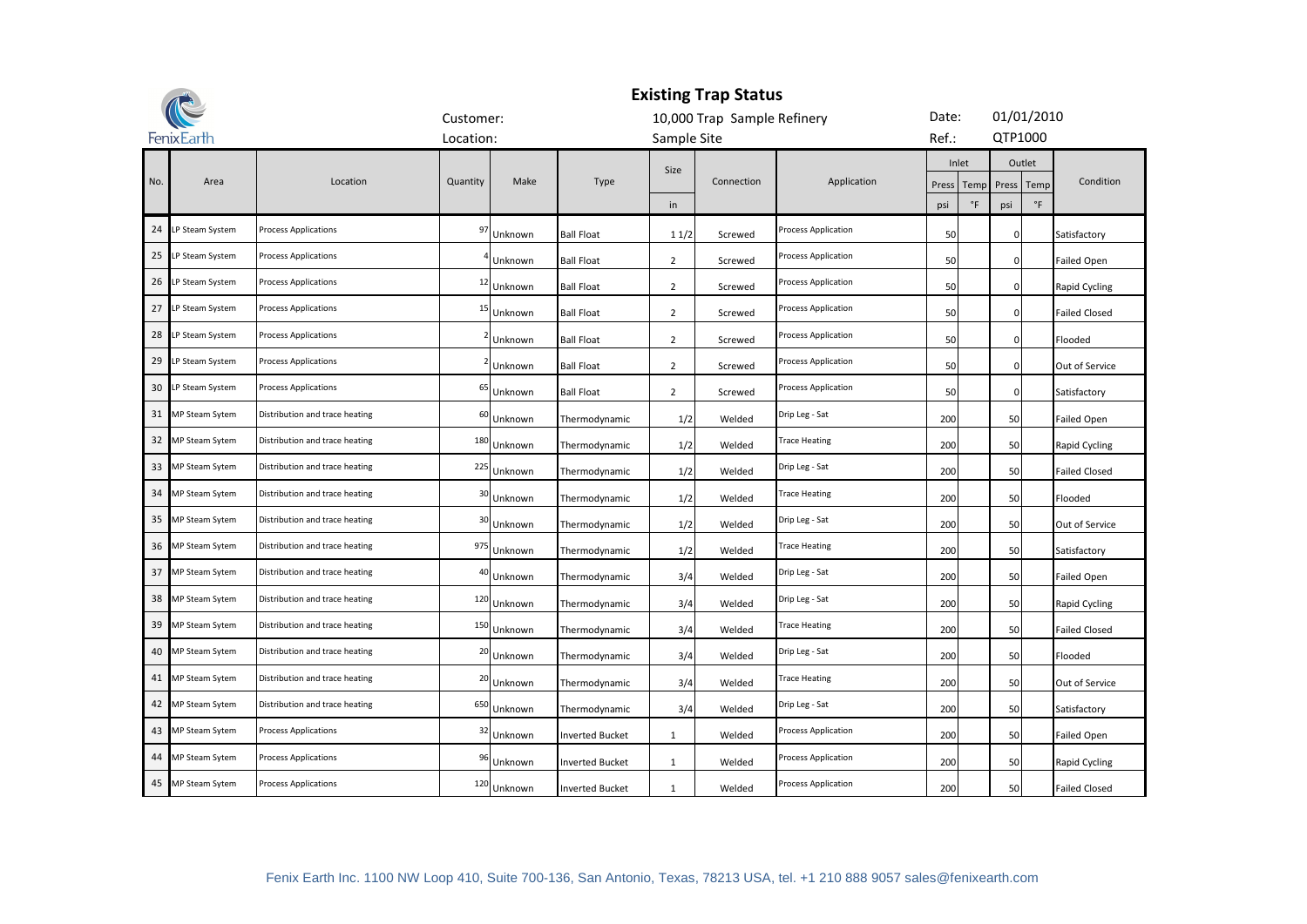# Existing Trap Status

FenixEarth

Customer: 10,000 Trap Sample Refinery | Date: 01/01/2010

Location: Sample Site | Ref.: QTP1000

| No. | Area | Location | Quantity | Make | Type | Size | Connection | Application | Inlet | | Outlet | | Condition |
|---|---|---|---|---|---|---|---|---|---|---|---|---|---|
| | | | | | | | | | Press | Temp | Press | Temp | |
| | | | | | | in | | | psi | °F | psi | °F | |
| 24 | LP Steam System | Process Applications | 97 | Unknown | Ball Float | 1 1/2 | Screwed | Process Application | 50 | | 0 | | Satisfactory |
| 25 | LP Steam System | Process Applications | 4 | Unknown | Ball Float | 2 | Screwed | Process Application | 50 | | 0 | | Failed Open |
| 26 | LP Steam System | Process Applications | 12 | Unknown | Ball Float | 2 | Screwed | Process Application | 50 | | 0 | | Rapid Cycling |
| 27 | LP Steam System | Process Applications | 15 | Unknown | Ball Float | 2 | Screwed | Process Application | 50 | | 0 | | Failed Closed |
| 28 | LP Steam System | Process Applications | 2 | Unknown | Ball Float | 2 | Screwed | Process Application | 50 | | 0 | | Flooded |
| 29 | LP Steam System | Process Applications | 2 | Unknown | Ball Float | 2 | Screwed | Process Application | 50 | | 0 | | Out of Service |
| 30 | LP Steam System | Process Applications | 65 | Unknown | Ball Float | 2 | Screwed | Process Application | 50 | | 0 | | Satisfactory |
| 31 | MP Steam Sytem | Distribution and trace heating | 60 | Unknown | Thermodynamic | 1/2 | Welded | Drip Leg - Sat | 200 | | 50 | | Failed Open |
| 32 | MP Steam Sytem | Distribution and trace heating | 180 | Unknown | Thermodynamic | 1/2 | Welded | Trace Heating | 200 | | 50 | | Rapid Cycling |
| 33 | MP Steam Sytem | Distribution and trace heating | 225 | Unknown | Thermodynamic | 1/2 | Welded | Drip Leg - Sat | 200 | | 50 | | Failed Closed |
| 34 | MP Steam Sytem | Distribution and trace heating | 30 | Unknown | Thermodynamic | 1/2 | Welded | Trace Heating | 200 | | 50 | | Flooded |
| 35 | MP Steam Sytem | Distribution and trace heating | 30 | Unknown | Thermodynamic | 1/2 | Welded | Drip Leg - Sat | 200 | | 50 | | Out of Service |
| 36 | MP Steam Sytem | Distribution and trace heating | 975 | Unknown | Thermodynamic | 1/2 | Welded | Trace Heating | 200 | | 50 | | Satisfactory |
| 37 | MP Steam Sytem | Distribution and trace heating | 40 | Unknown | Thermodynamic | 3/4 | Welded | Drip Leg - Sat | 200 | | 50 | | Failed Open |
| 38 | MP Steam Sytem | Distribution and trace heating | 120 | Unknown | Thermodynamic | 3/4 | Welded | Drip Leg - Sat | 200 | | 50 | | Rapid Cycling |
| 39 | MP Steam Sytem | Distribution and trace heating | 150 | Unknown | Thermodynamic | 3/4 | Welded | Trace Heating | 200 | | 50 | | Failed Closed |
| 40 | MP Steam Sytem | Distribution and trace heating | 20 | Unknown | Thermodynamic | 3/4 | Welded | Drip Leg - Sat | 200 | | 50 | | Flooded |
| 41 | MP Steam Sytem | Distribution and trace heating | 20 | Unknown | Thermodynamic | 3/4 | Welded | Trace Heating | 200 | | 50 | | Out of Service |
| 42 | MP Steam Sytem | Distribution and trace heating | 650 | Unknown | Thermodynamic | 3/4 | Welded | Drip Leg - Sat | 200 | | 50 | | Satisfactory |
| 43 | MP Steam Sytem | Process Applications | 32 | Unknown | Inverted Bucket | 1 | Welded | Process Application | 200 | | 50 | | Failed Open |
| 44 | MP Steam Sytem | Process Applications | 96 | Unknown | Inverted Bucket | 1 | Welded | Process Application | 200 | | 50 | | Rapid Cycling |
| 45 | MP Steam Sytem | Process Applications | 120 | Unknown | Inverted Bucket | 1 | Welded | Process Application | 200 | | 50 | | Failed Closed |

Fenix Earth Inc. 1100 NW Loop 410, Suite 700-136, San Antonio, Texas, 78213 USA, tel. +1 210 888 9057 sales@fenixearth.com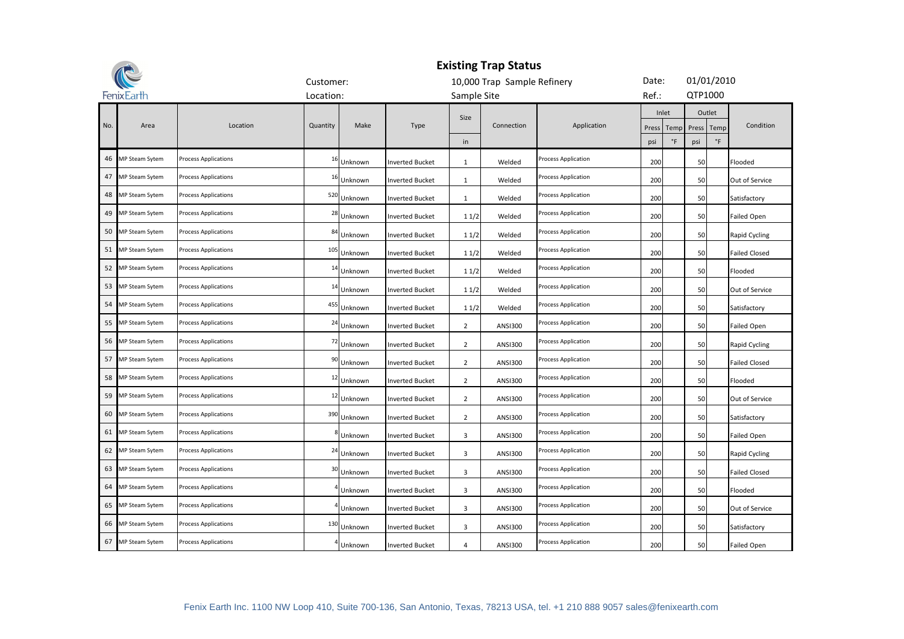FenixEarth

# Existing Trap Status

Customer: 10,000 Trap Sample Refinery

Location: Sample Site

Date: 01/01/2010

Ref.: QTP1000

| No. | Area | Location | Quantity | Make | Type | Size | Connection | Application | Inlet | | Outlet | | Condition |
|---|---|---|---|---|---|---|---|---|---|---|---|---|---|
| | | | | | | | | | Press | Temp | Press | Temp | |
| | | | | | | in | | | psi | °F | psi | °F | |
| 46 | MP Steam Sytem | Process Applications | 16 | Unknown | Inverted Bucket | 1 | Welded | Process Application | 200 | | 50 | | Flooded |
| 47 | MP Steam Sytem | Process Applications | 16 | Unknown | Inverted Bucket | 1 | Welded | Process Application | 200 | | 50 | | Out of Service |
| 48 | MP Steam Sytem | Process Applications | 520 | Unknown | Inverted Bucket | 1 | Welded | Process Application | 200 | | 50 | | Satisfactory |
| 49 | MP Steam Sytem | Process Applications | 28 | Unknown | Inverted Bucket | 1 1/2 | Welded | Process Application | 200 | | 50 | | Failed Open |
| 50 | MP Steam Sytem | Process Applications | 84 | Unknown | Inverted Bucket | 1 1/2 | Welded | Process Application | 200 | | 50 | | Rapid Cycling |
| 51 | MP Steam Sytem | Process Applications | 105 | Unknown | Inverted Bucket | 1 1/2 | Welded | Process Application | 200 | | 50 | | Failed Closed |
| 52 | MP Steam Sytem | Process Applications | 14 | Unknown | Inverted Bucket | 1 1/2 | Welded | Process Application | 200 | | 50 | | Flooded |
| 53 | MP Steam Sytem | Process Applications | 14 | Unknown | Inverted Bucket | 1 1/2 | Welded | Process Application | 200 | | 50 | | Out of Service |
| 54 | MP Steam Sytem | Process Applications | 455 | Unknown | Inverted Bucket | 1 1/2 | Welded | Process Application | 200 | | 50 | | Satisfactory |
| 55 | MP Steam Sytem | Process Applications | 24 | Unknown | Inverted Bucket | 2 | ANSI300 | Process Application | 200 | | 50 | | Failed Open |
| 56 | MP Steam Sytem | Process Applications | 72 | Unknown | Inverted Bucket | 2 | ANSI300 | Process Application | 200 | | 50 | | Rapid Cycling |
| 57 | MP Steam Sytem | Process Applications | 90 | Unknown | Inverted Bucket | 2 | ANSI300 | Process Application | 200 | | 50 | | Failed Closed |
| 58 | MP Steam Sytem | Process Applications | 12 | Unknown | Inverted Bucket | 2 | ANSI300 | Process Application | 200 | | 50 | | Flooded |
| 59 | MP Steam Sytem | Process Applications | 12 | Unknown | Inverted Bucket | 2 | ANSI300 | Process Application | 200 | | 50 | | Out of Service |
| 60 | MP Steam Sytem | Process Applications | 390 | Unknown | Inverted Bucket | 2 | ANSI300 | Process Application | 200 | | 50 | | Satisfactory |
| 61 | MP Steam Sytem | Process Applications | 8 | Unknown | Inverted Bucket | 3 | ANSI300 | Process Application | 200 | | 50 | | Failed Open |
| 62 | MP Steam Sytem | Process Applications | 24 | Unknown | Inverted Bucket | 3 | ANSI300 | Process Application | 200 | | 50 | | Rapid Cycling |
| 63 | MP Steam Sytem | Process Applications | 30 | Unknown | Inverted Bucket | 3 | ANSI300 | Process Application | 200 | | 50 | | Failed Closed |
| 64 | MP Steam Sytem | Process Applications | 4 | Unknown | Inverted Bucket | 3 | ANSI300 | Process Application | 200 | | 50 | | Flooded |
| 65 | MP Steam Sytem | Process Applications | 4 | Unknown | Inverted Bucket | 3 | ANSI300 | Process Application | 200 | | 50 | | Out of Service |
| 66 | MP Steam Sytem | Process Applications | 130 | Unknown | Inverted Bucket | 3 | ANSI300 | Process Application | 200 | | 50 | | Satisfactory |
| 67 | MP Steam Sytem | Process Applications | 4 | Unknown | Inverted Bucket | 4 | ANSI300 | Process Application | 200 | | 50 | | Failed Open |

Fenix Earth Inc. 1100 NW Loop 410, Suite 700-136, San Antonio, Texas, 78213 USA, tel. +1 210 888 9057 sales@fenixearth.com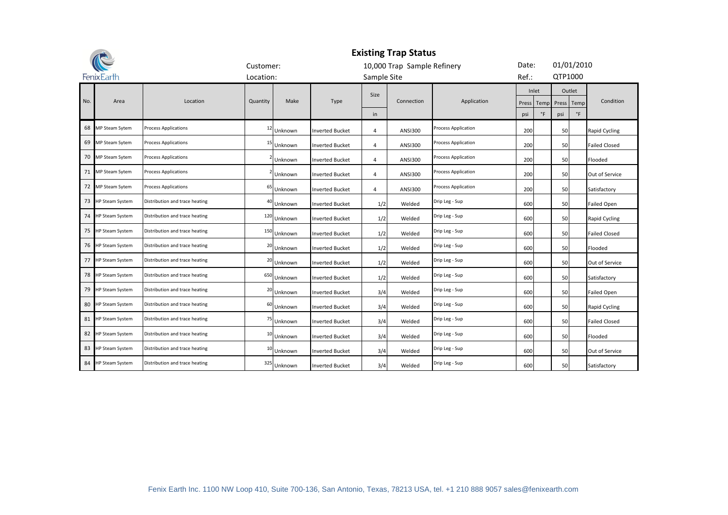# Existing Trap Status

FenixEarth

Customer: 10,000 Trap Sample Refinery

Location: Sample Site

Date: 01/01/2010

Ref.: QTP1000

| No. | Area | Location | Quantity | Make | Type | Size | Connection | Application | Inlet | | Outlet | | Condition |
|---|---|---|---|---|---|---|---|---|---|---|---|---|---|
| | | | | | | | | | Press | Temp | Press | Temp | |
| | | | | | | in | | | psi | °F | psi | °F | |
| 68 | MP Steam Sytem | Process Applications | 12 | Unknown | Inverted Bucket | 4 | ANSI300 | Process Application | 200 | | 50 | | Rapid Cycling |
| 69 | MP Steam Sytem | Process Applications | 15 | Unknown | Inverted Bucket | 4 | ANSI300 | Process Application | 200 | | 50 | | Failed Closed |
| 70 | MP Steam Sytem | Process Applications | 2 | Unknown | Inverted Bucket | 4 | ANSI300 | Process Application | 200 | | 50 | | Flooded |
| 71 | MP Steam Sytem | Process Applications | 2 | Unknown | Inverted Bucket | 4 | ANSI300 | Process Application | 200 | | 50 | | Out of Service |
| 72 | MP Steam Sytem | Process Applications | 65 | Unknown | Inverted Bucket | 4 | ANSI300 | Process Application | 200 | | 50 | | Satisfactory |
| 73 | HP Steam System | Distribution and trace heating | 40 | Unknown | Inverted Bucket | 1/2 | Welded | Drip Leg - Sup | 600 | | 50 | | Failed Open |
| 74 | HP Steam System | Distribution and trace heating | 120 | Unknown | Inverted Bucket | 1/2 | Welded | Drip Leg - Sup | 600 | | 50 | | Rapid Cycling |
| 75 | HP Steam System | Distribution and trace heating | 150 | Unknown | Inverted Bucket | 1/2 | Welded | Drip Leg - Sup | 600 | | 50 | | Failed Closed |
| 76 | HP Steam System | Distribution and trace heating | 20 | Unknown | Inverted Bucket | 1/2 | Welded | Drip Leg - Sup | 600 | | 50 | | Flooded |
| 77 | HP Steam System | Distribution and trace heating | 20 | Unknown | Inverted Bucket | 1/2 | Welded | Drip Leg - Sup | 600 | | 50 | | Out of Service |
| 78 | HP Steam System | Distribution and trace heating | 650 | Unknown | Inverted Bucket | 1/2 | Welded | Drip Leg - Sup | 600 | | 50 | | Satisfactory |
| 79 | HP Steam System | Distribution and trace heating | 20 | Unknown | Inverted Bucket | 3/4 | Welded | Drip Leg - Sup | 600 | | 50 | | Failed Open |
| 80 | HP Steam System | Distribution and trace heating | 60 | Unknown | Inverted Bucket | 3/4 | Welded | Drip Leg - Sup | 600 | | 50 | | Rapid Cycling |
| 81 | HP Steam System | Distribution and trace heating | 75 | Unknown | Inverted Bucket | 3/4 | Welded | Drip Leg - Sup | 600 | | 50 | | Failed Closed |
| 82 | HP Steam System | Distribution and trace heating | 10 | Unknown | Inverted Bucket | 3/4 | Welded | Drip Leg - Sup | 600 | | 50 | | Flooded |
| 83 | HP Steam System | Distribution and trace heating | 10 | Unknown | Inverted Bucket | 3/4 | Welded | Drip Leg - Sup | 600 | | 50 | | Out of Service |
| 84 | HP Steam System | Distribution and trace heating | 325 | Unknown | Inverted Bucket | 3/4 | Welded | Drip Leg - Sup | 600 | | 50 | | Satisfactory |

Fenix Earth Inc. 1100 NW Loop 410, Suite 700-136, San Antonio, Texas, 78213 USA, tel. +1 210 888 9057 sales@fenixearth.com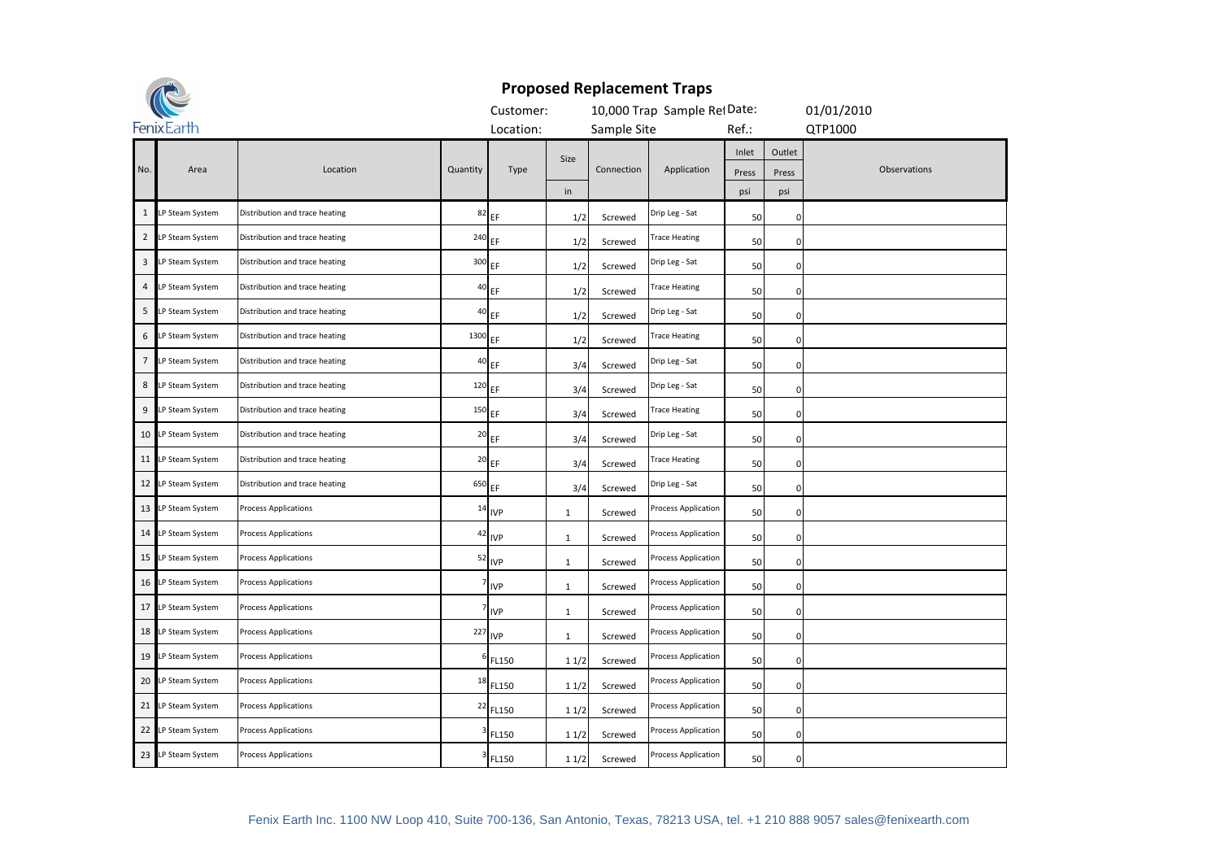FenixEarth

# Proposed Replacement Traps

| Customer: | 10,000 Trap Sample Rej | Date: | 01/01/2010 |
|---|---|---|---|
| Location: | Sample Site | Ref.: | QTP1000 |

| No. | Area | Location | Quantity | Type | Size in | Connection | Application | Inlet Press psi | Outlet Press psi | Observations |
|---|---|---|---|---|---|---|---|---|---|---|
| 1 | LP Steam System | Distribution and trace heating | 82 | EF | 1/2 | Screwed | Drip Leg - Sat | 50 | 0 | |
| 2 | LP Steam System | Distribution and trace heating | 240 | EF | 1/2 | Screwed | Trace Heating | 50 | 0 | |
| 3 | LP Steam System | Distribution and trace heating | 300 | EF | 1/2 | Screwed | Drip Leg - Sat | 50 | 0 | |
| 4 | LP Steam System | Distribution and trace heating | 40 | EF | 1/2 | Screwed | Trace Heating | 50 | 0 | |
| 5 | LP Steam System | Distribution and trace heating | 40 | EF | 1/2 | Screwed | Drip Leg - Sat | 50 | 0 | |
| 6 | LP Steam System | Distribution and trace heating | 1300 | EF | 1/2 | Screwed | Trace Heating | 50 | 0 | |
| 7 | LP Steam System | Distribution and trace heating | 40 | EF | 3/4 | Screwed | Drip Leg - Sat | 50 | 0 | |
| 8 | LP Steam System | Distribution and trace heating | 120 | EF | 3/4 | Screwed | Drip Leg - Sat | 50 | 0 | |
| 9 | LP Steam System | Distribution and trace heating | 150 | EF | 3/4 | Screwed | Trace Heating | 50 | 0 | |
| 10 | LP Steam System | Distribution and trace heating | 20 | EF | 3/4 | Screwed | Drip Leg - Sat | 50 | 0 | |
| 11 | LP Steam System | Distribution and trace heating | 20 | EF | 3/4 | Screwed | Trace Heating | 50 | 0 | |
| 12 | LP Steam System | Distribution and trace heating | 650 | EF | 3/4 | Screwed | Drip Leg - Sat | 50 | 0 | |
| 13 | LP Steam System | Process Applications | 14 | IVP | 1 | Screwed | Process Application | 50 | 0 | |
| 14 | LP Steam System | Process Applications | 42 | IVP | 1 | Screwed | Process Application | 50 | 0 | |
| 15 | LP Steam System | Process Applications | 52 | IVP | 1 | Screwed | Process Application | 50 | 0 | |
| 16 | LP Steam System | Process Applications | 7 | IVP | 1 | Screwed | Process Application | 50 | 0 | |
| 17 | LP Steam System | Process Applications | 7 | IVP | 1 | Screwed | Process Application | 50 | 0 | |
| 18 | LP Steam System | Process Applications | 227 | IVP | 1 | Screwed | Process Application | 50 | 0 | |
| 19 | LP Steam System | Process Applications | 6 | FL150 | 1 1/2 | Screwed | Process Application | 50 | 0 | |
| 20 | LP Steam System | Process Applications | 18 | FL150 | 1 1/2 | Screwed | Process Application | 50 | 0 | |
| 21 | LP Steam System | Process Applications | 22 | FL150 | 1 1/2 | Screwed | Process Application | 50 | 0 | |
| 22 | LP Steam System | Process Applications | 3 | FL150 | 1 1/2 | Screwed | Process Application | 50 | 0 | |
| 23 | LP Steam System | Process Applications | 3 | FL150 | 1 1/2 | Screwed | Process Application | 50 | 0 | |

Fenix Earth Inc. 1100 NW Loop 410, Suite 700-136, San Antonio, Texas, 78213 USA, tel. +1 210 888 9057 sales@fenixearth.com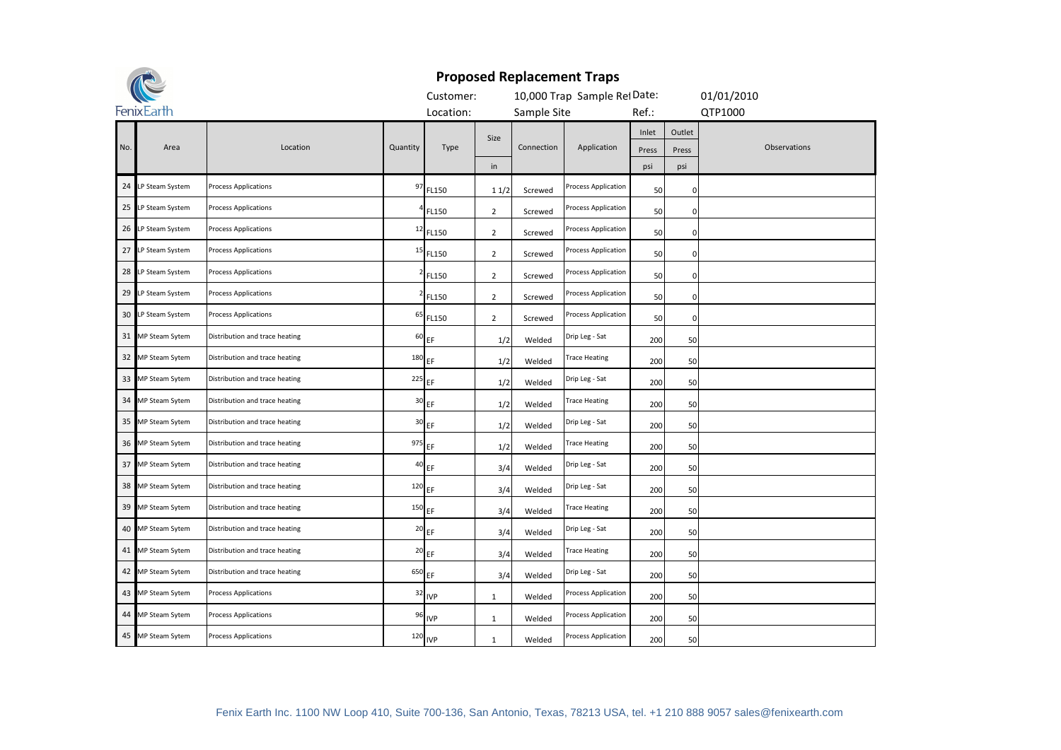# Proposed Replacement Traps

FenixEarth

| Customer: | 10,000 Trap Sample Rel | Date: | 01/01/2010 |
|---|---|---|---|
| Location: | Sample Site | Ref.: | QTP1000 |

| No. | Area | Location | Quantity | Type | Size in | Connection | Application | Inlet Press psi | Outlet Press psi | Observations |
|---|---|---|---|---|---|---|---|---|---|---|
| 24 | LP Steam System | Process Applications | 97 | FL150 | 1 1/2 | Screwed | Process Application | 50 | 0 | |
| 25 | LP Steam System | Process Applications | 4 | FL150 | 2 | Screwed | Process Application | 50 | 0 | |
| 26 | LP Steam System | Process Applications | 12 | FL150 | 2 | Screwed | Process Application | 50 | 0 | |
| 27 | LP Steam System | Process Applications | 15 | FL150 | 2 | Screwed | Process Application | 50 | 0 | |
| 28 | LP Steam System | Process Applications | 2 | FL150 | 2 | Screwed | Process Application | 50 | 0 | |
| 29 | LP Steam System | Process Applications | 2 | FL150 | 2 | Screwed | Process Application | 50 | 0 | |
| 30 | LP Steam System | Process Applications | 65 | FL150 | 2 | Screwed | Process Application | 50 | 0 | |
| 31 | MP Steam Sytem | Distribution and trace heating | 60 | EF | 1/2 | Welded | Drip Leg - Sat | 200 | 50 | |
| 32 | MP Steam Sytem | Distribution and trace heating | 180 | EF | 1/2 | Welded | Trace Heating | 200 | 50 | |
| 33 | MP Steam Sytem | Distribution and trace heating | 225 | EF | 1/2 | Welded | Drip Leg - Sat | 200 | 50 | |
| 34 | MP Steam Sytem | Distribution and trace heating | 30 | EF | 1/2 | Welded | Trace Heating | 200 | 50 | |
| 35 | MP Steam Sytem | Distribution and trace heating | 30 | EF | 1/2 | Welded | Drip Leg - Sat | 200 | 50 | |
| 36 | MP Steam Sytem | Distribution and trace heating | 975 | EF | 1/2 | Welded | Trace Heating | 200 | 50 | |
| 37 | MP Steam Sytem | Distribution and trace heating | 40 | EF | 3/4 | Welded | Drip Leg - Sat | 200 | 50 | |
| 38 | MP Steam Sytem | Distribution and trace heating | 120 | EF | 3/4 | Welded | Drip Leg - Sat | 200 | 50 | |
| 39 | MP Steam Sytem | Distribution and trace heating | 150 | EF | 3/4 | Welded | Trace Heating | 200 | 50 | |
| 40 | MP Steam Sytem | Distribution and trace heating | 20 | EF | 3/4 | Welded | Drip Leg - Sat | 200 | 50 | |
| 41 | MP Steam Sytem | Distribution and trace heating | 20 | EF | 3/4 | Welded | Trace Heating | 200 | 50 | |
| 42 | MP Steam Sytem | Distribution and trace heating | 650 | EF | 3/4 | Welded | Drip Leg - Sat | 200 | 50 | |
| 43 | MP Steam Sytem | Process Applications | 32 | IVP | 1 | Welded | Process Application | 200 | 50 | |
| 44 | MP Steam Sytem | Process Applications | 96 | IVP | 1 | Welded | Process Application | 200 | 50 | |
| 45 | MP Steam Sytem | Process Applications | 120 | IVP | 1 | Welded | Process Application | 200 | 50 | |

Fenix Earth Inc. 1100 NW Loop 410, Suite 700-136, San Antonio, Texas, 78213 USA, tel. +1 210 888 9057 sales@fenixearth.com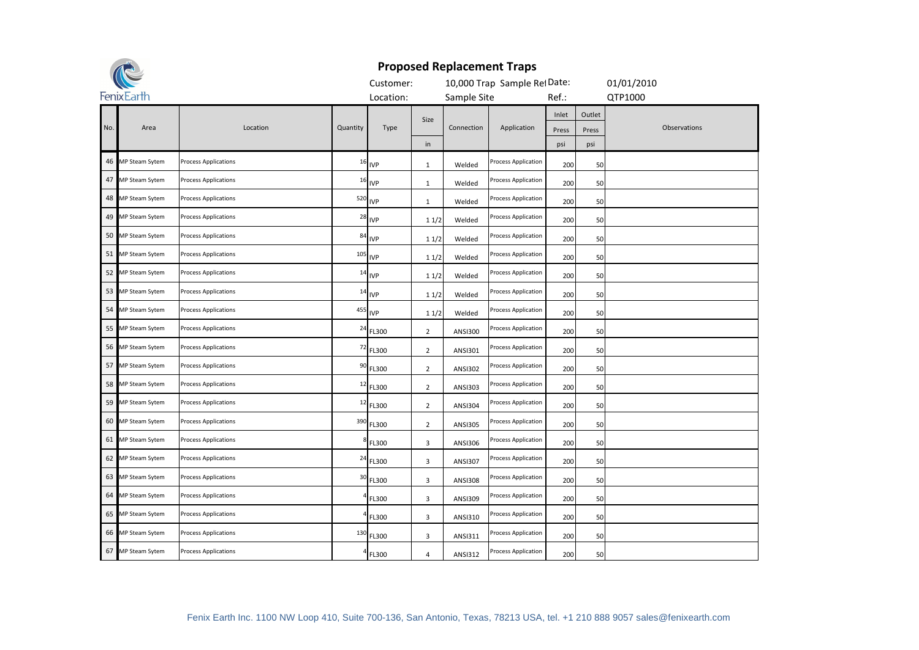FenixEarth

# Proposed Replacement Traps

Customer: 10,000 Trap Sample Rel Date: 01/01/2010

Location: Sample Site Ref.: QTP1000

| No. | Area | Location | Quantity | Type | Size<br>in | Connection | Application | Inlet Press psi | Outlet Press psi | Observations |
|---|---|---|---|---|---|---|---|---|---|---|
| 46 | MP Steam Sytem | Process Applications | 16 | IVP | 1 | Welded | Process Application | 200 | 50 | |
| 47 | MP Steam Sytem | Process Applications | 16 | IVP | 1 | Welded | Process Application | 200 | 50 | |
| 48 | MP Steam Sytem | Process Applications | 520 | IVP | 1 | Welded | Process Application | 200 | 50 | |
| 49 | MP Steam Sytem | Process Applications | 28 | IVP | 1 1/2 | Welded | Process Application | 200 | 50 | |
| 50 | MP Steam Sytem | Process Applications | 84 | IVP | 1 1/2 | Welded | Process Application | 200 | 50 | |
| 51 | MP Steam Sytem | Process Applications | 105 | IVP | 1 1/2 | Welded | Process Application | 200 | 50 | |
| 52 | MP Steam Sytem | Process Applications | 14 | IVP | 1 1/2 | Welded | Process Application | 200 | 50 | |
| 53 | MP Steam Sytem | Process Applications | 14 | IVP | 1 1/2 | Welded | Process Application | 200 | 50 | |
| 54 | MP Steam Sytem | Process Applications | 455 | IVP | 1 1/2 | Welded | Process Application | 200 | 50 | |
| 55 | MP Steam Sytem | Process Applications | 24 | FL300 | 2 | ANSI300 | Process Application | 200 | 50 | |
| 56 | MP Steam Sytem | Process Applications | 72 | FL300 | 2 | ANSI301 | Process Application | 200 | 50 | |
| 57 | MP Steam Sytem | Process Applications | 90 | FL300 | 2 | ANSI302 | Process Application | 200 | 50 | |
| 58 | MP Steam Sytem | Process Applications | 12 | FL300 | 2 | ANSI303 | Process Application | 200 | 50 | |
| 59 | MP Steam Sytem | Process Applications | 12 | FL300 | 2 | ANSI304 | Process Application | 200 | 50 | |
| 60 | MP Steam Sytem | Process Applications | 390 | FL300 | 2 | ANSI305 | Process Application | 200 | 50 | |
| 61 | MP Steam Sytem | Process Applications | 8 | FL300 | 3 | ANSI306 | Process Application | 200 | 50 | |
| 62 | MP Steam Sytem | Process Applications | 24 | FL300 | 3 | ANSI307 | Process Application | 200 | 50 | |
| 63 | MP Steam Sytem | Process Applications | 30 | FL300 | 3 | ANSI308 | Process Application | 200 | 50 | |
| 64 | MP Steam Sytem | Process Applications | 4 | FL300 | 3 | ANSI309 | Process Application | 200 | 50 | |
| 65 | MP Steam Sytem | Process Applications | 4 | FL300 | 3 | ANSI310 | Process Application | 200 | 50 | |
| 66 | MP Steam Sytem | Process Applications | 130 | FL300 | 3 | ANSI311 | Process Application | 200 | 50 | |
| 67 | MP Steam Sytem | Process Applications | 4 | FL300 | 4 | ANSI312 | Process Application | 200 | 50 | |

Fenix Earth Inc. 1100 NW Loop 410, Suite 700-136, San Antonio, Texas, 78213 USA, tel. +1 210 888 9057 sales@fenixearth.com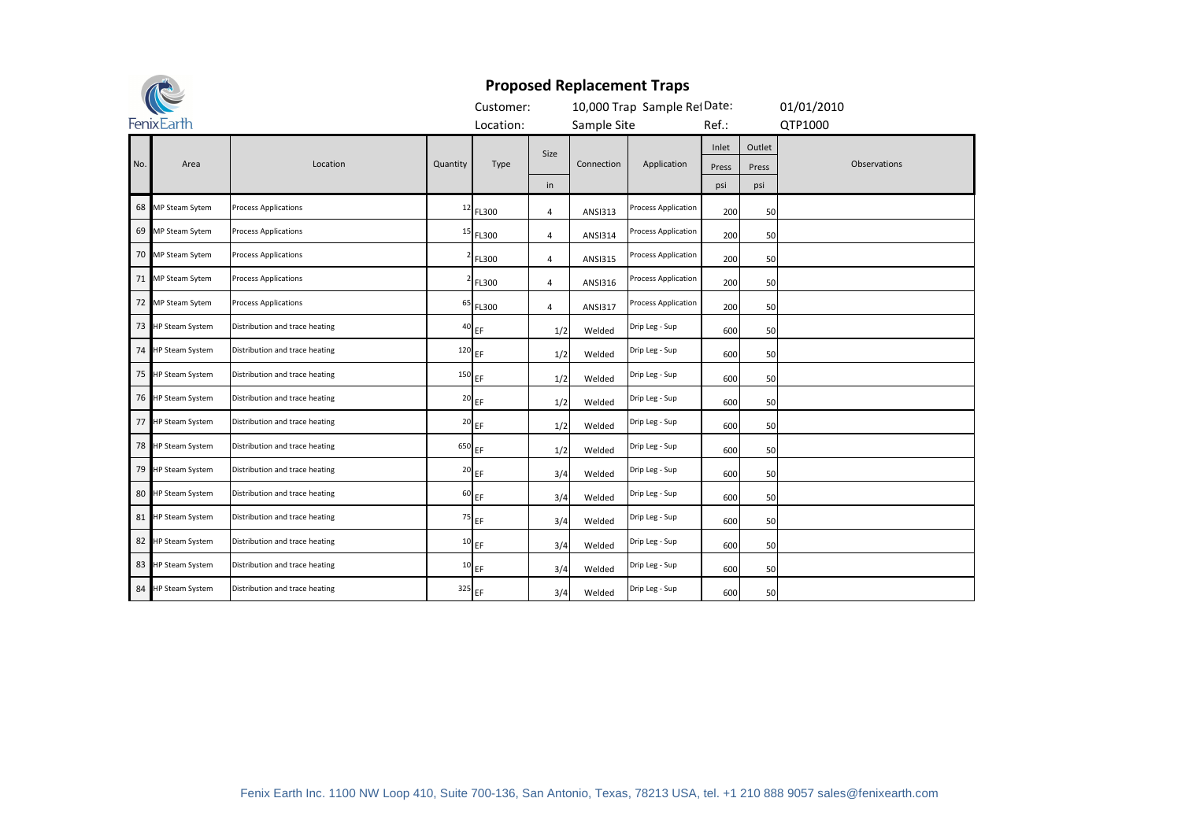FenixEarth

# Proposed Replacement Traps

Customer: 10,000 Trap Sample Rel Date: 01/01/2010

Location: Sample Site Ref.: QTP1000

| No. | Area | Location | Quantity | Type | Size in | Connection | Application | Inlet Press psi | Outlet Press psi | Observations |
|---|---|---|---|---|---|---|---|---|---|---|
| 68 | MP Steam Sytem | Process Applications | 12 | FL300 | 4 | ANSI313 | Process Application | 200 | 50 | |
| 69 | MP Steam Sytem | Process Applications | 15 | FL300 | 4 | ANSI314 | Process Application | 200 | 50 | |
| 70 | MP Steam Sytem | Process Applications | 2 | FL300 | 4 | ANSI315 | Process Application | 200 | 50 | |
| 71 | MP Steam Sytem | Process Applications | 2 | FL300 | 4 | ANSI316 | Process Application | 200 | 50 | |
| 72 | MP Steam Sytem | Process Applications | 65 | FL300 | 4 | ANSI317 | Process Application | 200 | 50 | |
| 73 | HP Steam System | Distribution and trace heating | 40 | EF | 1/2 | Welded | Drip Leg - Sup | 600 | 50 | |
| 74 | HP Steam System | Distribution and trace heating | 120 | EF | 1/2 | Welded | Drip Leg - Sup | 600 | 50 | |
| 75 | HP Steam System | Distribution and trace heating | 150 | EF | 1/2 | Welded | Drip Leg - Sup | 600 | 50 | |
| 76 | HP Steam System | Distribution and trace heating | 20 | EF | 1/2 | Welded | Drip Leg - Sup | 600 | 50 | |
| 77 | HP Steam System | Distribution and trace heating | 20 | EF | 1/2 | Welded | Drip Leg - Sup | 600 | 50 | |
| 78 | HP Steam System | Distribution and trace heating | 650 | EF | 1/2 | Welded | Drip Leg - Sup | 600 | 50 | |
| 79 | HP Steam System | Distribution and trace heating | 20 | EF | 3/4 | Welded | Drip Leg - Sup | 600 | 50 | |
| 80 | HP Steam System | Distribution and trace heating | 60 | EF | 3/4 | Welded | Drip Leg - Sup | 600 | 50 | |
| 81 | HP Steam System | Distribution and trace heating | 75 | EF | 3/4 | Welded | Drip Leg - Sup | 600 | 50 | |
| 82 | HP Steam System | Distribution and trace heating | 10 | EF | 3/4 | Welded | Drip Leg - Sup | 600 | 50 | |
| 83 | HP Steam System | Distribution and trace heating | 10 | EF | 3/4 | Welded | Drip Leg - Sup | 600 | 50 | |
| 84 | HP Steam System | Distribution and trace heating | 325 | EF | 3/4 | Welded | Drip Leg - Sup | 600 | 50 | |

Fenix Earth Inc. 1100 NW Loop 410, Suite 700-136, San Antonio, Texas, 78213 USA, tel. +1 210 888 9057 sales@fenixearth.com